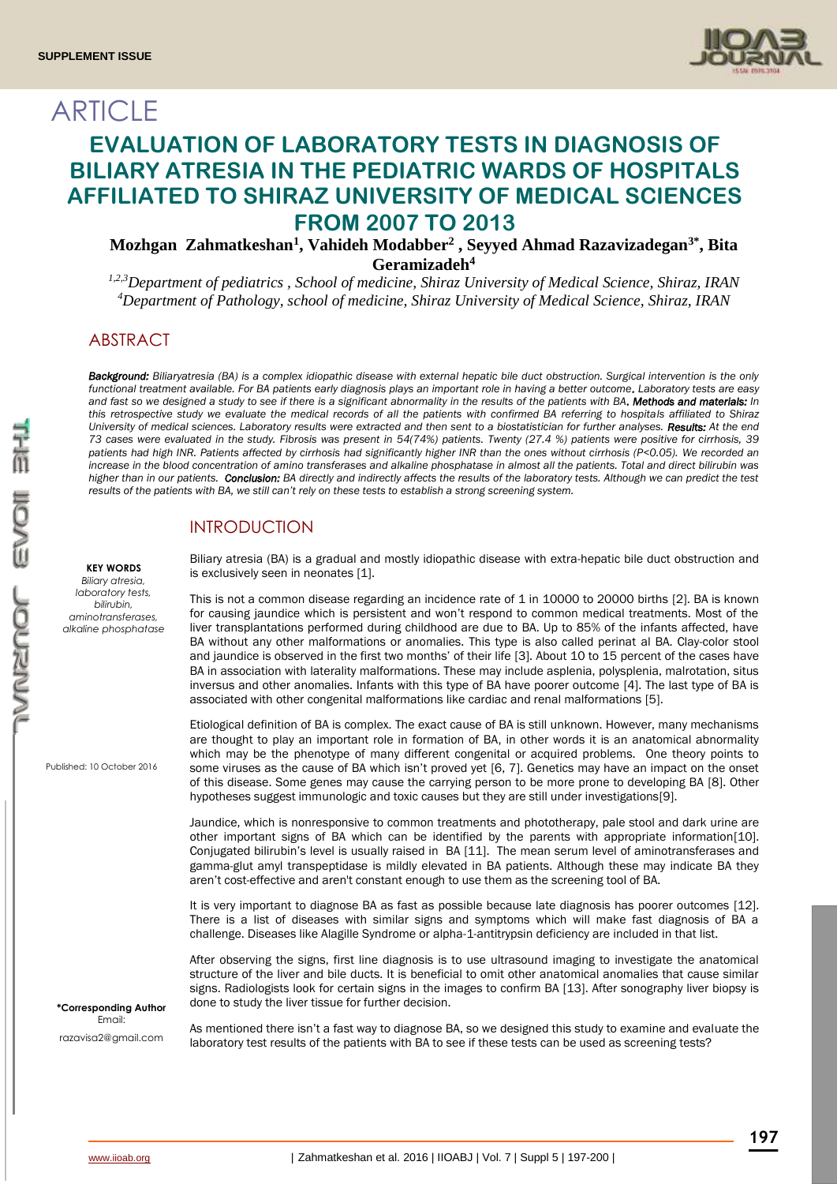SUPPLEMENT ISSUE

# ARTICLE

# EVALUATION OF LABORATORY TESTS IN DIAGNOSIS OF BILIARY ATRESIA IN THE PEDIATRIC WARDS OF HOSPITALS AFFILIATED TO SHIRAZ UNIVERSITY OF MEDICAL SCIENCES FROM 2007 TO 2013

**Mozhgan Zahmatkeshan[1], Vahideh Modabber[2], Seyyed Ahmad Razavizadegan[3*], Bita Geramizadeh[4]**

*[1,2,3]Department of pediatrics , School of medicine, Shiraz University of Medical Science, Shiraz, IRAN*
*[4]Department of Pathology, school of medicine, Shiraz University of Medical Science, Shiraz, IRAN*

## ABSTRACT

***Background:*** *Biliaryatresia (BA) is a complex idiopathic disease with external hepatic bile duct obstruction. Surgical intervention is the only functional treatment available. For BA patients early diagnosis plays an important role in having a better outcome. Laboratory tests are easy and fast so we designed a study to see if there is a significant abnormality in the results of the patients with BA.* ***Methods and materials:*** *In this retrospective study we evaluate the medical records of all the patients with confirmed BA referring to hospitals affiliated to Shiraz University of medical sciences. Laboratory results were extracted and then sent to a biostatistician for further analyses.* ***Results:*** *At the end 73 cases were evaluated in the study. Fibrosis was present in 54(74%) patients. Twenty (27.4 %) patients were positive for cirrhosis, 39 patients had high INR. Patients affected by cirrhosis had significantly higher INR than the ones without cirrhosis (P<0.05). We recorded an increase in the blood concentration of amino transferases and alkaline phosphatase in almost all the patients. Total and direct bilirubin was higher than in our patients.* ***Conclusion:*** *BA directly and indirectly affects the results of the laboratory tests. Although we can predict the test results of the patients with BA, we still can't rely on these tests to establish a strong screening system.*

**KEY WORDS**
*Biliary atresia, laboratory tests, bilirubin, aminotransferases, alkaline phosphatase*

Published: 10 October 2016

**\*Corresponding Author**
Email:
razavisa2@gmail.com

## INTRODUCTION

Biliary atresia (BA) is a gradual and mostly idiopathic disease with extra-hepatic bile duct obstruction and is exclusively seen in neonates [1].

This is not a common disease regarding an incidence rate of 1 in 10000 to 20000 births [2]. BA is known for causing jaundice which is persistent and won't respond to common medical treatments. Most of the liver transplantations performed during childhood are due to BA. Up to 85% of the infants affected, have BA without any other malformations or anomalies. This type is also called perinat al BA. Clay-color stool and jaundice is observed in the first two months' of their life [3]. About 10 to 15 percent of the cases have BA in association with laterality malformations. These may include asplenia, polysplenia, malrotation, situs inversus and other anomalies. Infants with this type of BA have poorer outcome [4]. The last type of BA is associated with other congenital malformations like cardiac and renal malformations [5].

Etiological definition of BA is complex. The exact cause of BA is still unknown. However, many mechanisms are thought to play an important role in formation of BA, in other words it is an anatomical abnormality which may be the phenotype of many different congenital or acquired problems. One theory points to some viruses as the cause of BA which isn't proved yet [6, 7]. Genetics may have an impact on the onset of this disease. Some genes may cause the carrying person to be more prone to developing BA [8]. Other hypotheses suggest immunologic and toxic causes but they are still under investigations[9].

Jaundice, which is nonresponsive to common treatments and phototherapy, pale stool and dark urine are other important signs of BA which can be identified by the parents with appropriate information[10]. Conjugated bilirubin's level is usually raised in BA [11]. The mean serum level of aminotransferases and gamma-glut amyl transpeptidase is mildly elevated in BA patients. Although these may indicate BA they aren't cost-effective and aren't constant enough to use them as the screening tool of BA.

It is very important to diagnose BA as fast as possible because late diagnosis has poorer outcomes [12]. There is a list of diseases with similar signs and symptoms which will make fast diagnosis of BA a challenge. Diseases like Alagille Syndrome or alpha-1-antitrypsin deficiency are included in that list.

After observing the signs, first line diagnosis is to use ultrasound imaging to investigate the anatomical structure of the liver and bile ducts. It is beneficial to omit other anatomical anomalies that cause similar signs. Radiologists look for certain signs in the images to confirm BA [13]. After sonography liver biopsy is done to study the liver tissue for further decision.

As mentioned there isn't a fast way to diagnose BA, so we designed this study to examine and evaluate the laboratory test results of the patients with BA to see if these tests can be used as screening tests?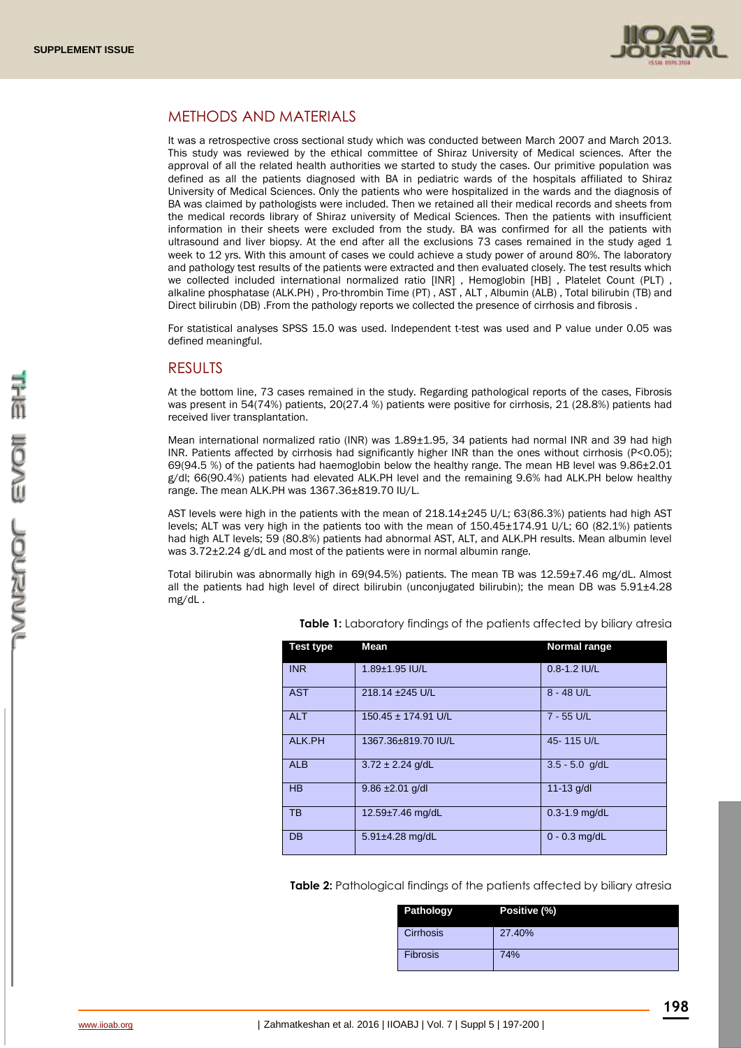## METHODS AND MATERIALS

It was a retrospective cross sectional study which was conducted between March 2007 and March 2013. This study was reviewed by the ethical committee of Shiraz University of Medical sciences. After the approval of all the related health authorities we started to study the cases. Our primitive population was defined as all the patients diagnosed with BA in pediatric wards of the hospitals affiliated to Shiraz University of Medical Sciences. Only the patients who were hospitalized in the wards and the diagnosis of BA was claimed by pathologists were included. Then we retained all their medical records and sheets from the medical records library of Shiraz university of Medical Sciences. Then the patients with insufficient information in their sheets were excluded from the study. BA was confirmed for all the patients with ultrasound and liver biopsy. At the end after all the exclusions 73 cases remained in the study aged 1 week to 12 yrs. With this amount of cases we could achieve a study power of around 80%. The laboratory and pathology test results of the patients were extracted and then evaluated closely. The test results which we collected included international normalized ratio [INR] , Hemoglobin [HB] , Platelet Count (PLT) , alkaline phosphatase (ALK.PH) , Pro-thrombin Time (PT) , AST , ALT , Albumin (ALB) , Total bilirubin (TB) and Direct bilirubin (DB) .From the pathology reports we collected the presence of cirrhosis and fibrosis .

For statistical analyses SPSS 15.0 was used. Independent t-test was used and P value under 0.05 was defined meaningful.

## RESULTS

At the bottom line, 73 cases remained in the study. Regarding pathological reports of the cases, Fibrosis was present in 54(74%) patients, 20(27.4 %) patients were positive for cirrhosis, 21 (28.8%) patients had received liver transplantation.

Mean international normalized ratio (INR) was 1.89±1.95, 34 patients had normal INR and 39 had high INR. Patients affected by cirrhosis had significantly higher INR than the ones without cirrhosis ($P<0.05$); 69(94.5 %) of the patients had haemoglobin below the healthy range. The mean HB level was 9.86±2.01 g/dl; 66(90.4%) patients had elevated ALK.PH level and the remaining 9.6% had ALK.PH below healthy range. The mean ALK.PH was 1367.36±819.70 IU/L.

AST levels were high in the patients with the mean of 218.14±245 U/L; 63(86.3%) patients had high AST levels; ALT was very high in the patients too with the mean of 150.45±174.91 U/L; 60 (82.1%) patients had high ALT levels; 59 (80.8%) patients had abnormal AST, ALT, and ALK.PH results. Mean albumin level was 3.72±2.24 g/dL and most of the patients were in normal albumin range.

Total bilirubin was abnormally high in 69(94.5%) patients. The mean TB was 12.59±7.46 mg/dL. Almost all the patients had high level of direct bilirubin (unconjugated bilirubin); the mean DB was 5.91±4.28 mg/dL .

**Table 1:** Laboratory findings of the patients affected by biliary atresia

| Test type | Mean | Normal range |
|---|---|---|
| INR | 1.89±1.95 IU/L | 0.8-1.2 IU/L |
| AST | 218.14 ±245 U/L | 8 - 48 U/L |
| ALT | 150.45 ± 174.91 U/L | 7 - 55 U/L |
| ALK.PH | 1367.36±819.70 IU/L | 45- 115 U/L |
| ALB | 3.72 ± 2.24 g/dL | 3.5 - 5.0 g/dL |
| HB | 9.86 ±2.01 g/dl | 11-13 g/dl |
| TB | 12.59±7.46 mg/dL | 0.3-1.9 mg/dL |
| DB | 5.91±4.28 mg/dL | 0 - 0.3 mg/dL |

**Table 2:** Pathological findings of the patients affected by biliary atresia

| Pathology | Positive (%) |
|---|---|
| Cirrhosis | 27.40% |
| Fibrosis | 74% |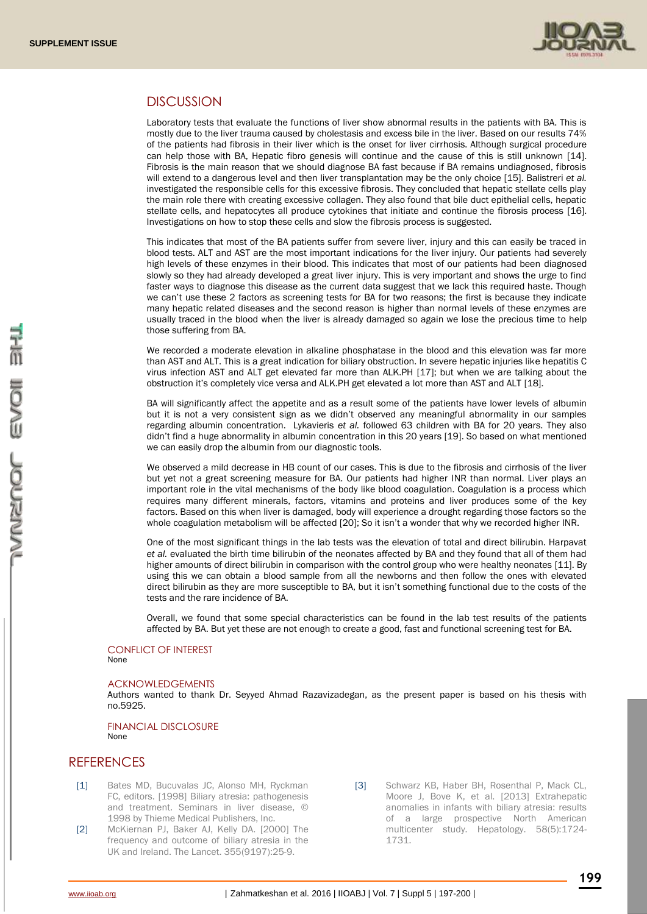## DISCUSSION

Laboratory tests that evaluate the functions of liver show abnormal results in the patients with BA. This is mostly due to the liver trauma caused by cholestasis and excess bile in the liver. Based on our results 74% of the patients had fibrosis in their liver which is the onset for liver cirrhosis. Although surgical procedure can help those with BA, Hepatic fibro genesis will continue and the cause of this is still unknown [14]. Fibrosis is the main reason that we should diagnose BA fast because if BA remains undiagnosed, fibrosis will extend to a dangerous level and then liver transplantation may be the only choice [15]. Balistreri *et al.* investigated the responsible cells for this excessive fibrosis. They concluded that hepatic stellate cells play the main role there with creating excessive collagen. They also found that bile duct epithelial cells, hepatic stellate cells, and hepatocytes all produce cytokines that initiate and continue the fibrosis process [16]. Investigations on how to stop these cells and slow the fibrosis process is suggested.

This indicates that most of the BA patients suffer from severe liver, injury and this can easily be traced in blood tests. ALT and AST are the most important indications for the liver injury. Our patients had severely high levels of these enzymes in their blood. This indicates that most of our patients had been diagnosed slowly so they had already developed a great liver injury. This is very important and shows the urge to find faster ways to diagnose this disease as the current data suggest that we lack this required haste. Though we can't use these 2 factors as screening tests for BA for two reasons; the first is because they indicate many hepatic related diseases and the second reason is higher than normal levels of these enzymes are usually traced in the blood when the liver is already damaged so again we lose the precious time to help those suffering from BA.

We recorded a moderate elevation in alkaline phosphatase in the blood and this elevation was far more than AST and ALT. This is a great indication for biliary obstruction. In severe hepatic injuries like hepatitis C virus infection AST and ALT get elevated far more than ALK.PH [17]; but when we are talking about the obstruction it's completely vice versa and ALK.PH get elevated a lot more than AST and ALT [18].

BA will significantly affect the appetite and as a result some of the patients have lower levels of albumin but it is not a very consistent sign as we didn't observed any meaningful abnormality in our samples regarding albumin concentration. Lykavieris *et al.* followed 63 children with BA for 20 years. They also didn't find a huge abnormality in albumin concentration in this 20 years [19]. So based on what mentioned we can easily drop the albumin from our diagnostic tools.

We observed a mild decrease in HB count of our cases. This is due to the fibrosis and cirrhosis of the liver but yet not a great screening measure for BA. Our patients had higher INR than normal. Liver plays an important role in the vital mechanisms of the body like blood coagulation. Coagulation is a process which requires many different minerals, factors, vitamins and proteins and liver produces some of the key factors. Based on this when liver is damaged, body will experience a drought regarding those factors so the whole coagulation metabolism will be affected [20]; So it isn't a wonder that why we recorded higher INR.

One of the most significant things in the lab tests was the elevation of total and direct bilirubin. Harpavat *et al.* evaluated the birth time bilirubin of the neonates affected by BA and they found that all of them had higher amounts of direct bilirubin in comparison with the control group who were healthy neonates [11]. By using this we can obtain a blood sample from all the newborns and then follow the ones with elevated direct bilirubin as they are more susceptible to BA, but it isn't something functional due to the costs of the tests and the rare incidence of BA.

Overall, we found that some special characteristics can be found in the lab test results of the patients affected by BA. But yet these are not enough to create a good, fast and functional screening test for BA.

### CONFLICT OF INTEREST

None

### ACKNOWLEDGEMENTS

Authors wanted to thank Dr. Seyyed Ahmad Razavizadegan, as the present paper is based on his thesis with no.5925.

### FINANCIAL DISCLOSURE

None

## REFERENCES

[1] Bates MD, Bucuvalas JC, Alonso MH, Ryckman FC, editors. [1998] Biliary atresia: pathogenesis and treatment. Seminars in liver disease, © 1998 by Thieme Medical Publishers, Inc.

[2] McKiernan PJ, Baker AJ, Kelly DA. [2000] The frequency and outcome of biliary atresia in the UK and Ireland. The Lancet. 355(9197):25-9.

[3] Schwarz KB, Haber BH, Rosenthal P, Mack CL, Moore J, Bove K, et al. [2013] Extrahepatic anomalies in infants with biliary atresia: results of a large prospective North American multicenter study. Hepatology. 58(5):1724-1731.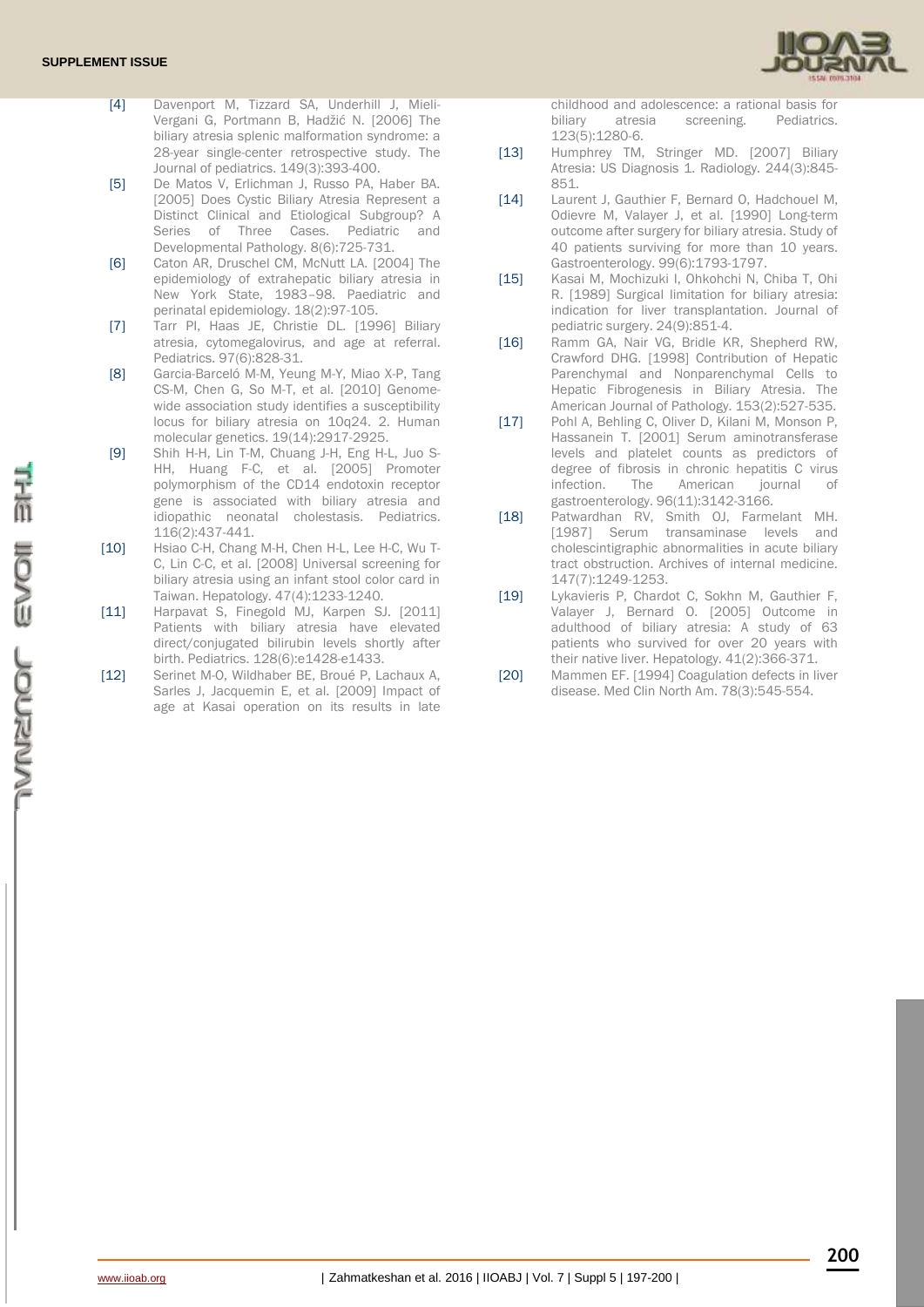[4] Davenport M, Tizzard SA, Underhill J, Mieli-Vergani G, Portmann B, Hadžić N. [2006] The biliary atresia splenic malformation syndrome: a 28-year single-center retrospective study. The Journal of pediatrics. 149(3):393-400.

[5] De Matos V, Erlichman J, Russo PA, Haber BA. [2005] Does Cystic Biliary Atresia Represent a Distinct Clinical and Etiological Subgroup? A Series of Three Cases. Pediatric and Developmental Pathology. 8(6):725-731.

[6] Caton AR, Druschel CM, McNutt LA. [2004] The epidemiology of extrahepatic biliary atresia in New York State, 1983–98. Paediatric and perinatal epidemiology. 18(2):97-105.

[7] Tarr PI, Haas JE, Christie DL. [1996] Biliary atresia, cytomegalovirus, and age at referral. Pediatrics. 97(6):828-31.

[8] Garcia-Barceló M-M, Yeung M-Y, Miao X-P, Tang CS-M, Chen G, So M-T, et al. [2010] Genome-wide association study identifies a susceptibility locus for biliary atresia on 10q24. 2. Human molecular genetics. 19(14):2917-2925.

[9] Shih H-H, Lin T-M, Chuang J-H, Eng H-L, Juo S-HH, Huang F-C, et al. [2005] Promoter polymorphism of the CD14 endotoxin receptor gene is associated with biliary atresia and idiopathic neonatal cholestasis. Pediatrics. 116(2):437-441.

[10] Hsiao C-H, Chang M-H, Chen H-L, Lee H-C, Wu T-C, Lin C-C, et al. [2008] Universal screening for biliary atresia using an infant stool color card in Taiwan. Hepatology. 47(4):1233-1240.

[11] Harpavat S, Finegold MJ, Karpen SJ. [2011] Patients with biliary atresia have elevated direct/conjugated bilirubin levels shortly after birth. Pediatrics. 128(6):e1428-e1433.

[12] Serinet M-O, Wildhaber BE, Broué P, Lachaux A, Sarles J, Jacquemin E, et al. [2009] Impact of age at Kasai operation on its results in late childhood and adolescence: a rational basis for biliary atresia screening. Pediatrics. 123(5):1280-6.

[13] Humphrey TM, Stringer MD. [2007] Biliary Atresia: US Diagnosis 1. Radiology. 244(3):845-851.

[14] Laurent J, Gauthier F, Bernard O, Hadchouel M, Odievre M, Valayer J, et al. [1990] Long-term outcome after surgery for biliary atresia. Study of 40 patients surviving for more than 10 years. Gastroenterology. 99(6):1793-1797.

[15] Kasai M, Mochizuki I, Ohkohchi N, Chiba T, Ohi R. [1989] Surgical limitation for biliary atresia: indication for liver transplantation. Journal of pediatric surgery. 24(9):851-4.

[16] Ramm GA, Nair VG, Bridle KR, Shepherd RW, Crawford DHG. [1998] Contribution of Hepatic Parenchymal and Nonparenchymal Cells to Hepatic Fibrogenesis in Biliary Atresia. The American Journal of Pathology. 153(2):527-535.

[17] Pohl A, Behling C, Oliver D, Kilani M, Monson P, Hassanein T. [2001] Serum aminotransferase levels and platelet counts as predictors of degree of fibrosis in chronic hepatitis C virus infection. The American journal of gastroenterology. 96(11):3142-3166.

[18] Patwardhan RV, Smith OJ, Farmelant MH. [1987] Serum transaminase levels and cholescintigraphic abnormalities in acute biliary tract obstruction. Archives of internal medicine. 147(7):1249-1253.

[19] Lykavieris P, Chardot C, Sokhn M, Gauthier F, Valayer J, Bernard O. [2005] Outcome in adulthood of biliary atresia: A study of 63 patients who survived for over 20 years with their native liver. Hepatology. 41(2):366-371.

[20] Mammen EF. [1994] Coagulation defects in liver disease. Med Clin North Am. 78(3):545-554.